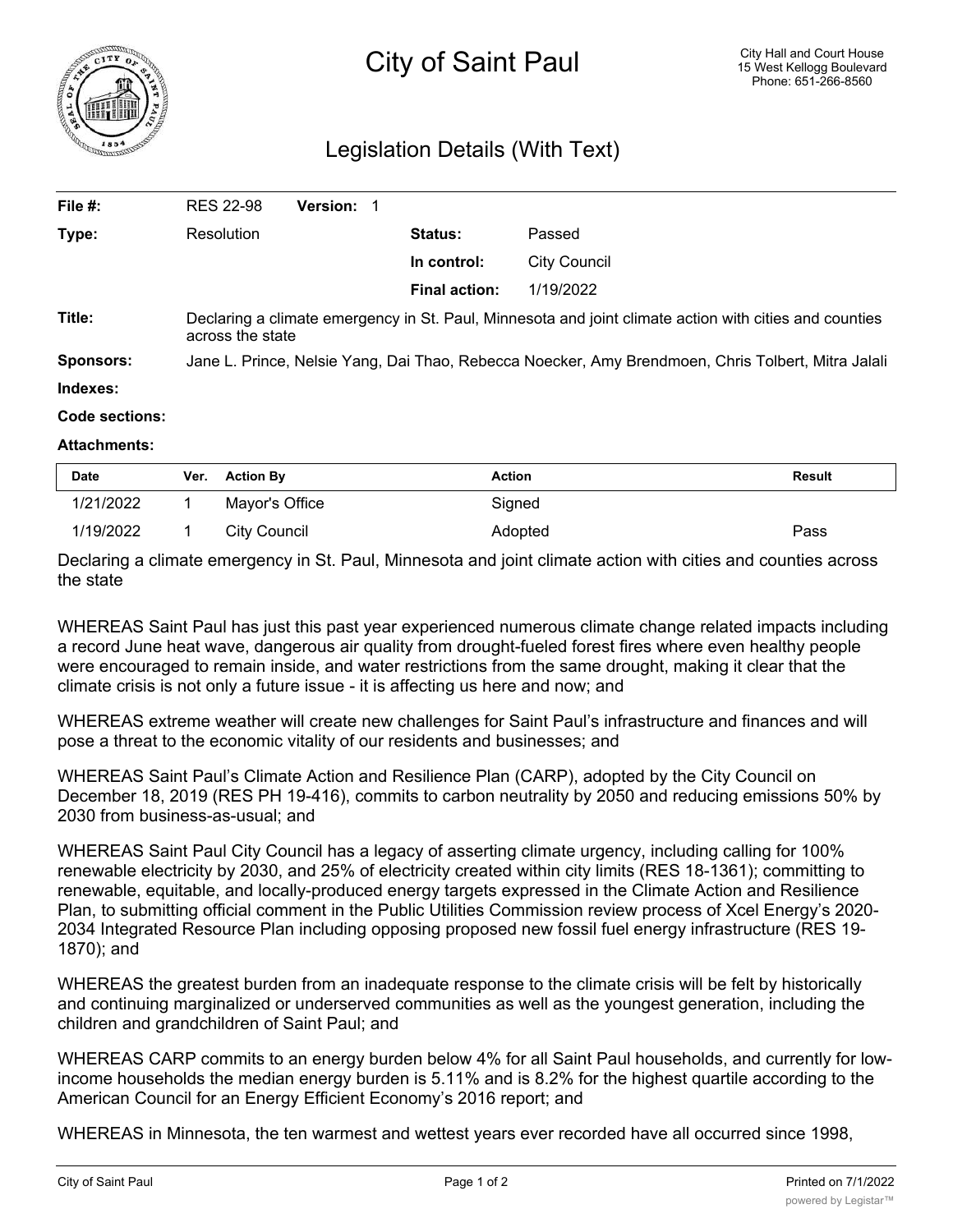# City of Saint Paul

City Hall and Court House
15 West Kellogg Boulevard
Phone: 651-266-8560

## Legislation Details (With Text)

| | | | |
|---|---|---|---|
| **File #:** | RES 22-98 **Version:** 1 | | |
| **Type:** | Resolution | **Status:** | Passed |
| | | **In control:** | City Council |
| | | **Final action:** | 1/19/2022 |

**Title:** Declaring a climate emergency in St. Paul, Minnesota and joint climate action with cities and counties across the state

**Sponsors:** Jane L. Prince, Nelsie Yang, Dai Thao, Rebecca Noecker, Amy Brendmoen, Chris Tolbert, Mitra Jalali

**Indexes:**

**Code sections:**

**Attachments:**

| Date | Ver. | Action By | Action | Result |
|---|---|---|---|---|
| 1/21/2022 | 1 | Mayor's Office | Signed | |
| 1/19/2022 | 1 | City Council | Adopted | Pass |

Declaring a climate emergency in St. Paul, Minnesota and joint climate action with cities and counties across the state

WHEREAS Saint Paul has just this past year experienced numerous climate change related impacts including a record June heat wave, dangerous air quality from drought-fueled forest fires where even healthy people were encouraged to remain inside, and water restrictions from the same drought, making it clear that the climate crisis is not only a future issue - it is affecting us here and now; and

WHEREAS extreme weather will create new challenges for Saint Paul's infrastructure and finances and will pose a threat to the economic vitality of our residents and businesses; and

WHEREAS Saint Paul's Climate Action and Resilience Plan (CARP), adopted by the City Council on December 18, 2019 (RES PH 19-416), commits to carbon neutrality by 2050 and reducing emissions 50% by 2030 from business-as-usual; and

WHEREAS Saint Paul City Council has a legacy of asserting climate urgency, including calling for 100% renewable electricity by 2030, and 25% of electricity created within city limits (RES 18-1361); committing to renewable, equitable, and locally-produced energy targets expressed in the Climate Action and Resilience Plan, to submitting official comment in the Public Utilities Commission review process of Xcel Energy's 2020-2034 Integrated Resource Plan including opposing proposed new fossil fuel energy infrastructure (RES 19-1870); and

WHEREAS the greatest burden from an inadequate response to the climate crisis will be felt by historically and continuing marginalized or underserved communities as well as the youngest generation, including the children and grandchildren of Saint Paul; and

WHEREAS CARP commits to an energy burden below 4% for all Saint Paul households, and currently for low-income households the median energy burden is 5.11% and is 8.2% for the highest quartile according to the American Council for an Energy Efficient Economy's 2016 report; and

WHEREAS in Minnesota, the ten warmest and wettest years ever recorded have all occurred since 1998,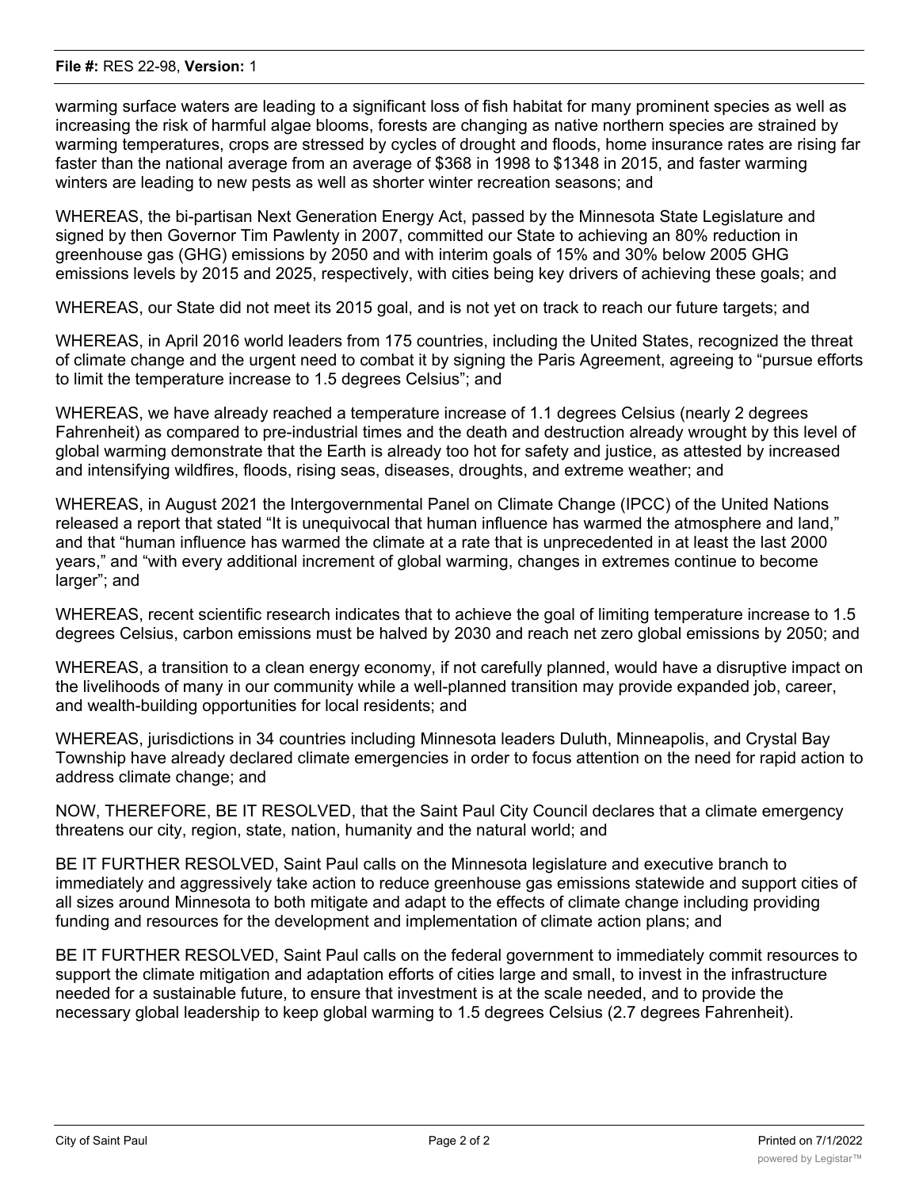warming surface waters are leading to a significant loss of fish habitat for many prominent species as well as increasing the risk of harmful algae blooms, forests are changing as native northern species are strained by warming temperatures, crops are stressed by cycles of drought and floods, home insurance rates are rising far faster than the national average from an average of $368 in 1998 to $1348 in 2015, and faster warming winters are leading to new pests as well as shorter winter recreation seasons; and

WHEREAS, the bi-partisan Next Generation Energy Act, passed by the Minnesota State Legislature and signed by then Governor Tim Pawlenty in 2007, committed our State to achieving an 80% reduction in greenhouse gas (GHG) emissions by 2050 and with interim goals of 15% and 30% below 2005 GHG emissions levels by 2015 and 2025, respectively, with cities being key drivers of achieving these goals; and

WHEREAS, our State did not meet its 2015 goal, and is not yet on track to reach our future targets; and

WHEREAS, in April 2016 world leaders from 175 countries, including the United States, recognized the threat of climate change and the urgent need to combat it by signing the Paris Agreement, agreeing to "pursue efforts to limit the temperature increase to 1.5 degrees Celsius"; and

WHEREAS, we have already reached a temperature increase of 1.1 degrees Celsius (nearly 2 degrees Fahrenheit) as compared to pre-industrial times and the death and destruction already wrought by this level of global warming demonstrate that the Earth is already too hot for safety and justice, as attested by increased and intensifying wildfires, floods, rising seas, diseases, droughts, and extreme weather; and

WHEREAS, in August 2021 the Intergovernmental Panel on Climate Change (IPCC) of the United Nations released a report that stated "It is unequivocal that human influence has warmed the atmosphere and land," and that "human influence has warmed the climate at a rate that is unprecedented in at least the last 2000 years," and "with every additional increment of global warming, changes in extremes continue to become larger"; and

WHEREAS, recent scientific research indicates that to achieve the goal of limiting temperature increase to 1.5 degrees Celsius, carbon emissions must be halved by 2030 and reach net zero global emissions by 2050; and

WHEREAS, a transition to a clean energy economy, if not carefully planned, would have a disruptive impact on the livelihoods of many in our community while a well-planned transition may provide expanded job, career, and wealth-building opportunities for local residents; and

WHEREAS, jurisdictions in 34 countries including Minnesota leaders Duluth, Minneapolis, and Crystal Bay Township have already declared climate emergencies in order to focus attention on the need for rapid action to address climate change; and

NOW, THEREFORE, BE IT RESOLVED, that the Saint Paul City Council declares that a climate emergency threatens our city, region, state, nation, humanity and the natural world; and

BE IT FURTHER RESOLVED, Saint Paul calls on the Minnesota legislature and executive branch to immediately and aggressively take action to reduce greenhouse gas emissions statewide and support cities of all sizes around Minnesota to both mitigate and adapt to the effects of climate change including providing funding and resources for the development and implementation of climate action plans; and

BE IT FURTHER RESOLVED, Saint Paul calls on the federal government to immediately commit resources to support the climate mitigation and adaptation efforts of cities large and small, to invest in the infrastructure needed for a sustainable future, to ensure that investment is at the scale needed, and to provide the necessary global leadership to keep global warming to 1.5 degrees Celsius (2.7 degrees Fahrenheit).